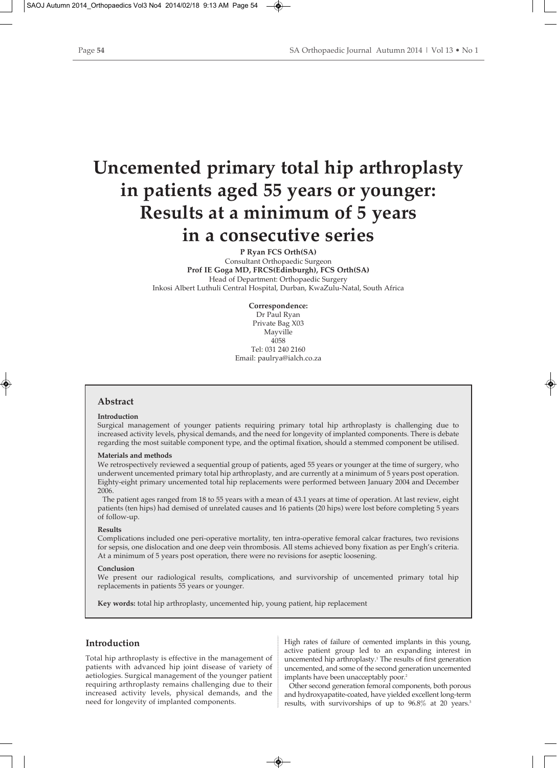# Uncemented primary total hip arthroplasty in patients aged 55 years or younger: Results at a minimum of 5 years in a consecutive series

**P Ryan FCS Orth(SA)**
Consultant Orthopaedic Surgeon
**Prof IE Goga MD, FRCS(Edinburgh), FCS Orth(SA)**
Head of Department: Orthopaedic Surgery
Inkosi Albert Luthuli Central Hospital, Durban, KwaZulu-Natal, South Africa

**Correspondence:**
Dr Paul Ryan
Private Bag X03
Mayville
4058
Tel: 031 240 2160
Email: paulrya@ialch.co.za

## Abstract

**Introduction**

Surgical management of younger patients requiring primary total hip arthroplasty is challenging due to increased activity levels, physical demands, and the need for longevity of implanted components. There is debate regarding the most suitable component type, and the optimal fixation, should a stemmed component be utilised.

**Materials and methods**

We retrospectively reviewed a sequential group of patients, aged 55 years or younger at the time of surgery, who underwent uncemented primary total hip arthroplasty, and are currently at a minimum of 5 years post operation. Eighty-eight primary uncemented total hip replacements were performed between January 2004 and December 2006.

The patient ages ranged from 18 to 55 years with a mean of 43.1 years at time of operation. At last review, eight patients (ten hips) had demised of unrelated causes and 16 patients (20 hips) were lost before completing 5 years of follow-up.

**Results**

Complications included one peri-operative mortality, ten intra-operative femoral calcar fractures, two revisions for sepsis, one dislocation and one deep vein thrombosis. All stems achieved bony fixation as per Engh's criteria. At a minimum of 5 years post operation, there were no revisions for aseptic loosening.

**Conclusion**

We present our radiological results, complications, and survivorship of uncemented primary total hip replacements in patients 55 years or younger.

**Key words:** total hip arthroplasty, uncemented hip, young patient, hip replacement

## Introduction

Total hip arthroplasty is effective in the management of patients with advanced hip joint disease of variety of aetiologies. Surgical management of the younger patient requiring arthroplasty remains challenging due to their increased activity levels, physical demands, and the need for longevity of implanted components.

High rates of failure of cemented implants in this young, active patient group led to an expanding interest in uncemented hip arthroplasty.[1] The results of first generation uncemented, and some of the second generation uncemented implants have been unacceptably poor.[2]

Other second generation femoral components, both porous and hydroxyapatite-coated, have yielded excellent long-term results, with survivorships of up to 96.8% at 20 years.[3]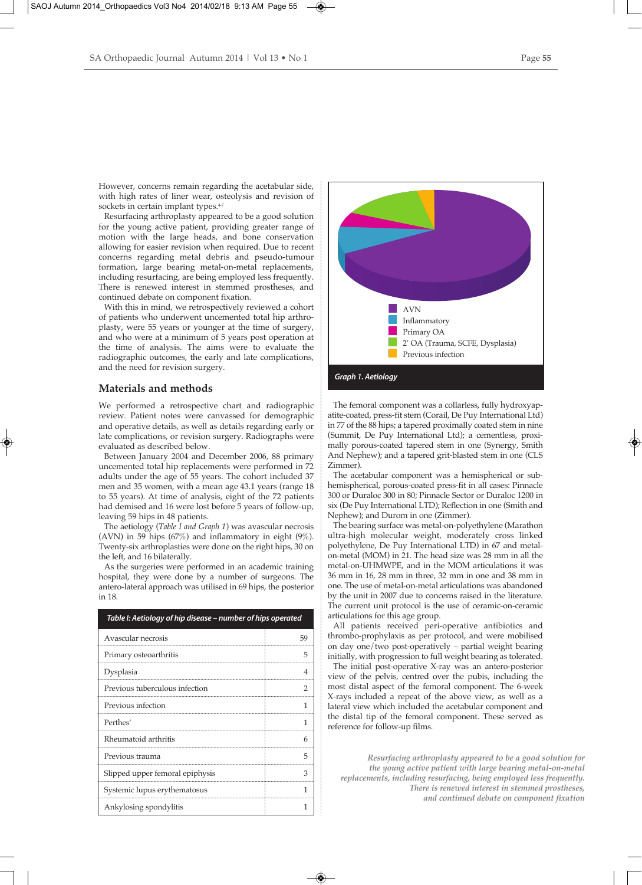However, concerns remain regarding the acetabular side, with high rates of liner wear, osteolysis and revision of sockets in certain implant types.[4-7]

Resurfacing arthroplasty appeared to be a good solution for the young active patient, providing greater range of motion with the large heads, and bone conservation allowing for easier revision when required. Due to recent concerns regarding metal debris and pseudo-tumour formation, large bearing metal-on-metal replacements, including resurfacing, are being employed less frequently. There is renewed interest in stemmed prostheses, and continued debate on component fixation.

With this in mind, we retrospectively reviewed a cohort of patients who underwent uncemented total hip arthroplasty, were 55 years or younger at the time of surgery, and who were at a minimum of 5 years post operation at the time of analysis. The aims were to evaluate the radiographic outcomes, the early and late complications, and the need for revision surgery.

## Materials and methods

We performed a retrospective chart and radiographic review. Patient notes were canvassed for demographic and operative details, as well as details regarding early or late complications, or revision surgery. Radiographs were evaluated as described below.

Between January 2004 and December 2006, 88 primary uncemented total hip replacements were performed in 72 adults under the age of 55 years. The cohort included 37 men and 35 women, with a mean age 43.1 years (range 18 to 55 years). At time of analysis, eight of the 72 patients had demised and 16 were lost before 5 years of follow-up, leaving 59 hips in 48 patients.

The aetiology (*Table I and Graph 1*) was avascular necrosis (AVN) in 59 hips (67%) and inflammatory in eight (9%). Twenty-six arthroplasties were done on the right hips, 30 on the left, and 16 bilaterally.

As the surgeries were performed in an academic training hospital, they were done by a number of surgeons. The antero-lateral approach was utilised in 69 hips, the posterior in 18.

*Table I: Aetiology of hip disease – number of hips operated*

| Aetiology | Number of hips |
|---|---|
| Avascular necrosis | 59 |
| Primary osteoarthritis | 5 |
| Dysplasia | 4 |
| Previous tuberculous infection | 2 |
| Previous infection | 1 |
| Perthes' | 1 |
| Rheumatoid arthritis | 6 |
| Previous trauma | 5 |
| Slipped upper femoral epiphysis | 3 |
| Systemic lupus erythematosus | 1 |
| Ankylosing spondylitis | 1 |

AVN
Inflammatory
Primary OA
2' OA (Trauma, SCFE, Dysplasia)
Previous infection

*Graph 1. Aetiology*

The femoral component was a collarless, fully hydroxyapatite-coated, press-fit stem (Corail, De Puy International Ltd) in 77 of the 88 hips; a tapered proximally coated stem in nine (Summit, De Puy International Ltd); a cementless, proximally porous-coated tapered stem in one (Synergy, Smith And Nephew); and a tapered grit-blasted stem in one (CLS Zimmer).

The acetabular component was a hemispherical or sub-hemispherical, porous-coated press-fit in all cases: Pinnacle 300 or Duraloc 300 in 80; Pinnacle Sector or Duraloc 1200 in six (De Puy International LTD); Reflection in one (Smith and Nephew); and Durom in one (Zimmer).

The bearing surface was metal-on-polyethylene (Marathon ultra-high molecular weight, moderately cross linked polyethylene, De Puy International LTD) in 67 and metal-on-metal (MOM) in 21. The head size was 28 mm in all the metal-on-UHMWPE, and in the MOM articulations it was 36 mm in 16, 28 mm in three, 32 mm in one and 38 mm in one. The use of metal-on-metal articulations was abandoned by the unit in 2007 due to concerns raised in the literature. The current unit protocol is the use of ceramic-on-ceramic articulations for this age group.

All patients received peri-operative antibiotics and thrombo-prophylaxis as per protocol, and were mobilised on day one/two post-operatively – partial weight bearing initially, with progression to full weight bearing as tolerated.

The initial post-operative X-ray was an antero-posterior view of the pelvis, centred over the pubis, including the most distal aspect of the femoral component. The 6-week X-rays included a repeat of the above view, as well as a lateral view which included the acetabular component and the distal tip of the femoral component. These served as reference for follow-up films.

*Resurfacing arthroplasty appeared to be a good solution for the young active patient with large bearing metal-on-metal replacements, including resurfacing, being employed less frequently. There is renewed interest in stemmed prostheses, and continued debate on component fixation*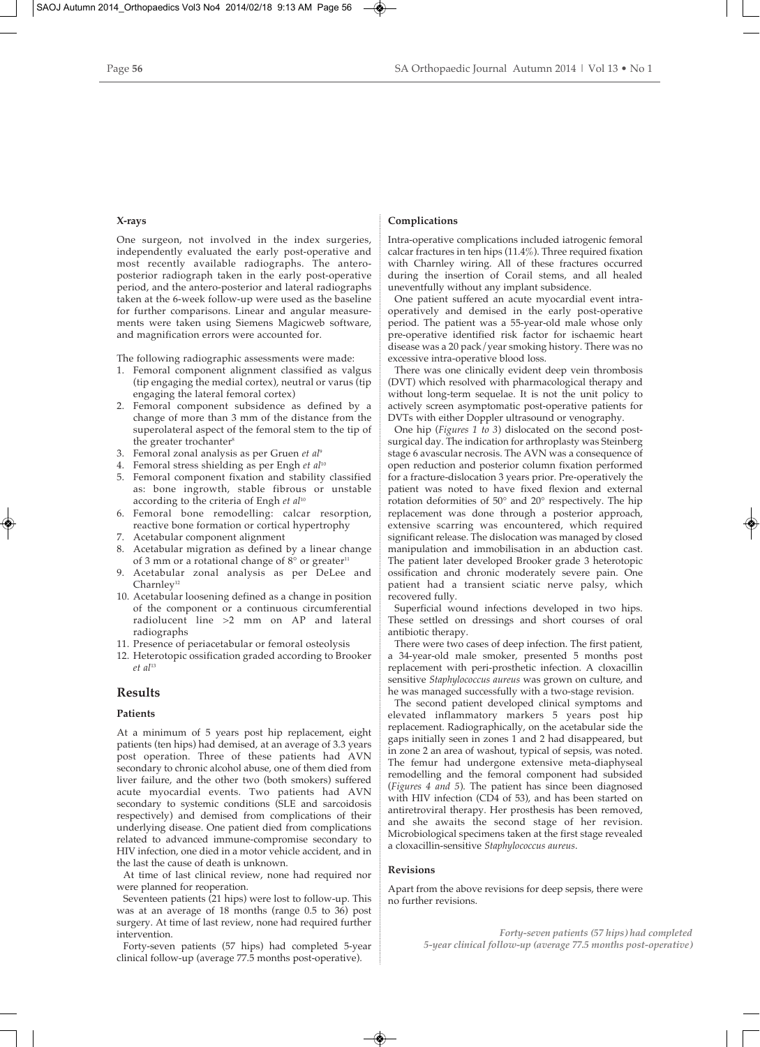### X-rays

One surgeon, not involved in the index surgeries, independently evaluated the early post-operative and most recently available radiographs. The antero-posterior radiograph taken in the early post-operative period, and the antero-posterior and lateral radiographs taken at the 6-week follow-up were used as the baseline for further comparisons. Linear and angular measurements were taken using Siemens Magicweb software, and magnification errors were accounted for.

The following radiographic assessments were made:

1. Femoral component alignment classified as valgus (tip engaging the medial cortex), neutral or varus (tip engaging the lateral femoral cortex)
2. Femoral component subsidence as defined by a change of more than 3 mm of the distance from the superolateral aspect of the femoral stem to the tip of the greater trochanter[8]
3. Femoral zonal analysis as per Gruen *et al*[9]
4. Femoral stress shielding as per Engh *et al*[10]
5. Femoral component fixation and stability classified as: bone ingrowth, stable fibrous or unstable according to the criteria of Engh *et al*[10]
6. Femoral bone remodelling: calcar resorption, reactive bone formation or cortical hypertrophy
7. Acetabular component alignment
8. Acetabular migration as defined by a linear change of 3 mm or a rotational change of 8° or greater[11]
9. Acetabular zonal analysis as per DeLee and Charnley[12]
10. Acetabular loosening defined as a change in position of the component or a continuous circumferential radiolucent line >2 mm on AP and lateral radiographs
11. Presence of periacetabular or femoral osteolysis
12. Heterotopic ossification graded according to Brooker *et al*[13]

## Results

### Patients

At a minimum of 5 years post hip replacement, eight patients (ten hips) had demised, at an average of 3.3 years post operation. Three of these patients had AVN secondary to chronic alcohol abuse, one of them died from liver failure, and the other two (both smokers) suffered acute myocardial events. Two patients had AVN secondary to systemic conditions (SLE and sarcoidosis respectively) and demised from complications of their underlying disease. One patient died from complications related to advanced immune-compromise secondary to HIV infection, one died in a motor vehicle accident, and in the last the cause of death is unknown.

At time of last clinical review, none had required nor were planned for reoperation.

Seventeen patients (21 hips) were lost to follow-up. This was at an average of 18 months (range 0.5 to 36) post surgery. At time of last review, none had required further intervention.

Forty-seven patients (57 hips) had completed 5-year clinical follow-up (average 77.5 months post-operative).

### Complications

Intra-operative complications included iatrogenic femoral calcar fractures in ten hips (11.4%). Three required fixation with Charnley wiring. All of these fractures occurred during the insertion of Corail stems, and all healed uneventfully without any implant subsidence.

One patient suffered an acute myocardial event intra-operatively and demised in the early post-operative period. The patient was a 55-year-old male whose only pre-operative identified risk factor for ischaemic heart disease was a 20 pack/year smoking history. There was no excessive intra-operative blood loss.

There was one clinically evident deep vein thrombosis (DVT) which resolved with pharmacological therapy and without long-term sequelae. It is not the unit policy to actively screen asymptomatic post-operative patients for DVTs with either Doppler ultrasound or venography.

One hip (*Figures 1 to 3*) dislocated on the second post-surgical day. The indication for arthroplasty was Steinberg stage 6 avascular necrosis. The AVN was a consequence of open reduction and posterior column fixation performed for a fracture-dislocation 3 years prior. Pre-operatively the patient was noted to have fixed flexion and external rotation deformities of 50° and 20° respectively. The hip replacement was done through a posterior approach, extensive scarring was encountered, which required significant release. The dislocation was managed by closed manipulation and immobilisation in an abduction cast. The patient later developed Brooker grade 3 heterotopic ossification and chronic moderately severe pain. One patient had a transient sciatic nerve palsy, which recovered fully.

Superficial wound infections developed in two hips. These settled on dressings and short courses of oral antibiotic therapy.

There were two cases of deep infection. The first patient, a 34-year-old male smoker, presented 5 months post replacement with peri-prosthetic infection. A cloxacillin sensitive *Staphylococcus aureus* was grown on culture, and he was managed successfully with a two-stage revision.

The second patient developed clinical symptoms and elevated inflammatory markers 5 years post hip replacement. Radiographically, on the acetabular side the gaps initially seen in zones 1 and 2 had disappeared, but in zone 2 an area of washout, typical of sepsis, was noted. The femur had undergone extensive meta-diaphyseal remodelling and the femoral component had subsided (*Figures 4 and 5*). The patient has since been diagnosed with HIV infection (CD4 of 53), and has been started on antiretroviral therapy. Her prosthesis has been removed, and she awaits the second stage of her revision. Microbiological specimens taken at the first stage revealed a cloxacillin-sensitive *Staphylococcus aureus*.

### Revisions

Apart from the above revisions for deep sepsis, there were no further revisions.

*Forty-seven patients (57 hips) had completed 5-year clinical follow-up (average 77.5 months post-operative)*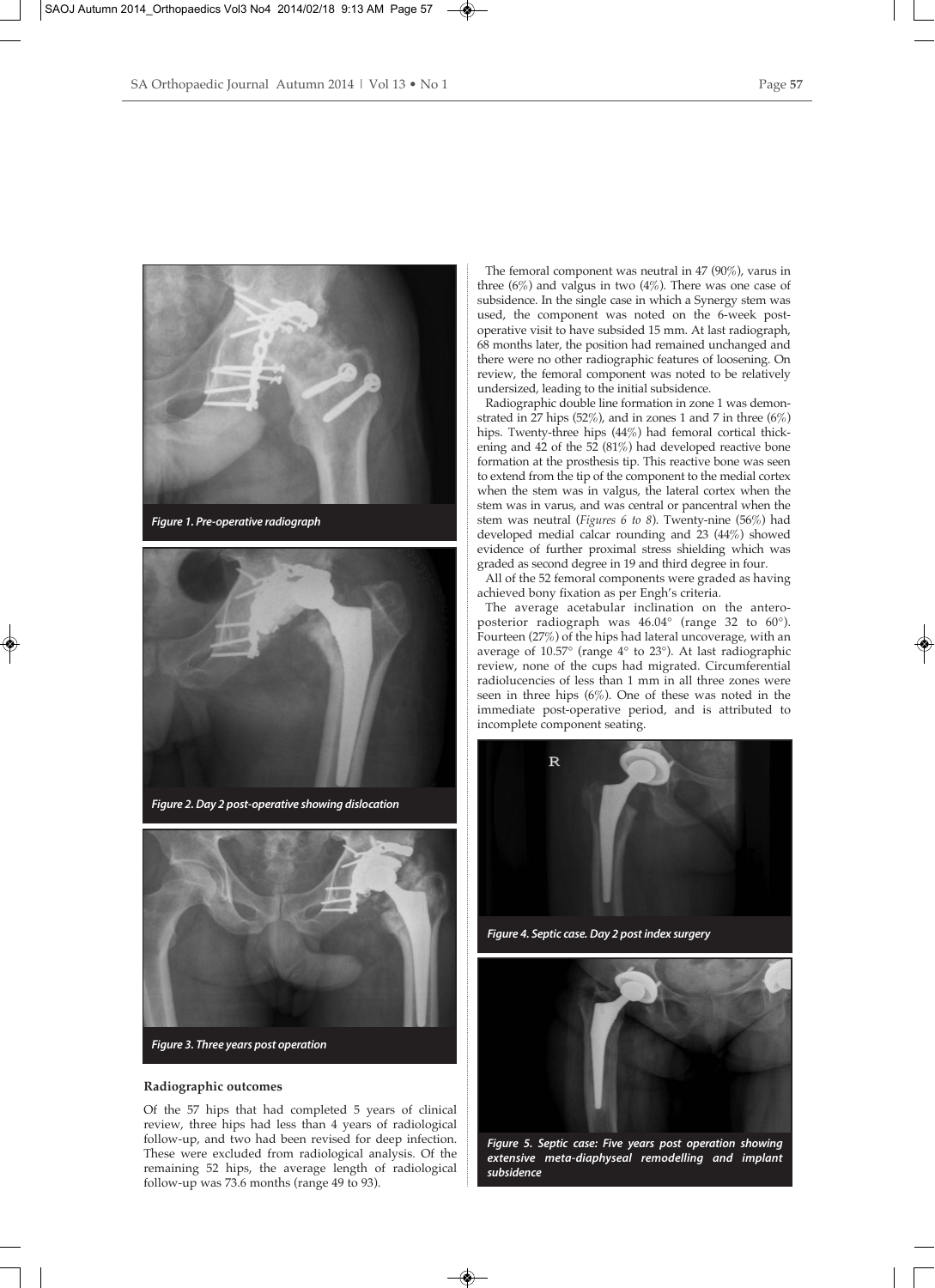*Figure 1. Pre-operative radiograph*

*Figure 2. Day 2 post-operative showing dislocation*

*Figure 3. Three years post operation*

### Radiographic outcomes

Of the 57 hips that had completed 5 years of clinical review, three hips had less than 4 years of radiological follow-up, and two had been revised for deep infection. These were excluded from radiological analysis. Of the remaining 52 hips, the average length of radiological follow-up was 73.6 months (range 49 to 93).

The femoral component was neutral in 47 (90%), varus in three (6%) and valgus in two (4%). There was one case of subsidence. In the single case in which a Synergy stem was used, the component was noted on the 6-week post-operative visit to have subsided 15 mm. At last radiograph, 68 months later, the position had remained unchanged and there were no other radiographic features of loosening. On review, the femoral component was noted to be relatively undersized, leading to the initial subsidence.

Radiographic double line formation in zone 1 was demonstrated in 27 hips (52%), and in zones 1 and 7 in three (6%) hips. Twenty-three hips (44%) had femoral cortical thickening and 42 of the 52 (81%) had developed reactive bone formation at the prosthesis tip. This reactive bone was seen to extend from the tip of the component to the medial cortex when the stem was in valgus, the lateral cortex when the stem was in varus, and was central or pancentral when the stem was neutral (*Figures 6 to 8*). Twenty-nine (56%) had developed medial calcar rounding and 23 (44%) showed evidence of further proximal stress shielding which was graded as second degree in 19 and third degree in four.

All of the 52 femoral components were graded as having achieved bony fixation as per Engh's criteria.

The average acetabular inclination on the antero-posterior radiograph was 46.04° (range 32 to 60°). Fourteen (27%) of the hips had lateral uncoverage, with an average of 10.57° (range 4° to 23°). At last radiographic review, none of the cups had migrated. Circumferential radiolucencies of less than 1 mm in all three zones were seen in three hips (6%). One of these was noted in the immediate post-operative period, and is attributed to incomplete component seating.

*Figure 4. Septic case. Day 2 post index surgery*

*Figure 5. Septic case: Five years post operation showing extensive meta-diaphyseal remodelling and implant subsidence*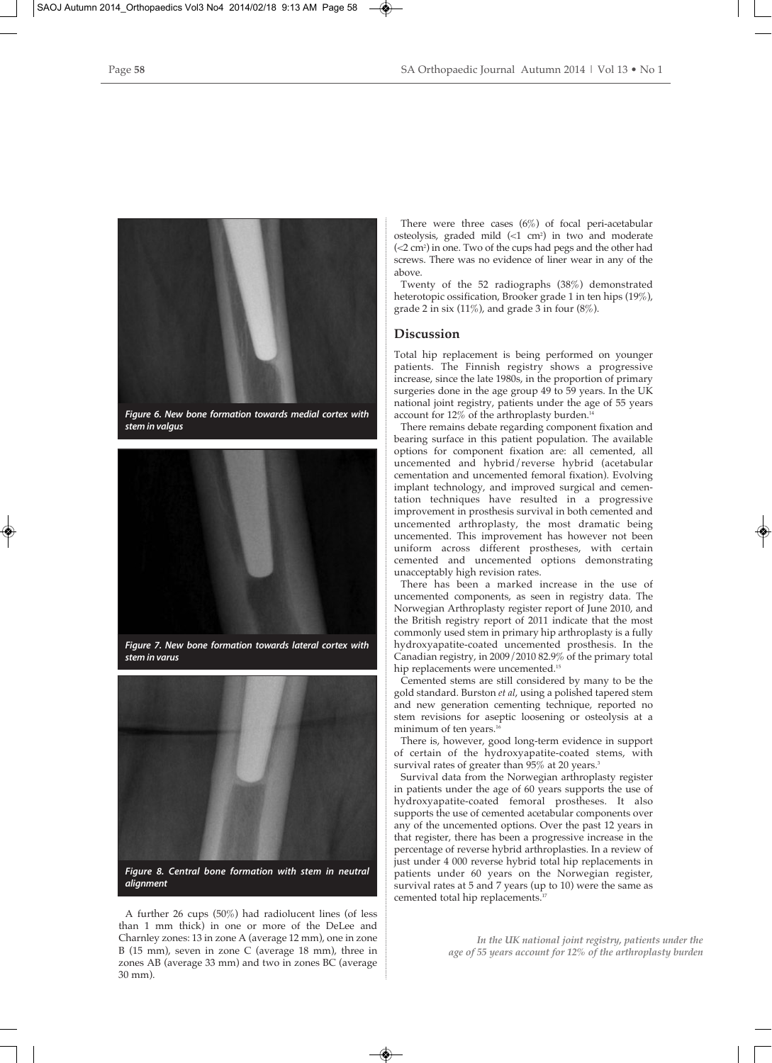*Figure 6. New bone formation towards medial cortex with stem in valgus*

*Figure 7. New bone formation towards lateral cortex with stem in varus*

*Figure 8. Central bone formation with stem in neutral alignment*

A further 26 cups (50%) had radiolucent lines (of less than 1 mm thick) in one or more of the DeLee and Charnley zones: 13 in zone A (average 12 mm), one in zone B (15 mm), seven in zone C (average 18 mm), three in zones AB (average 33 mm) and two in zones BC (average 30 mm).

There were three cases (6%) of focal peri-acetabular osteolysis, graded mild (<1 cm²) in two and moderate (<2 cm²) in one. Two of the cups had pegs and the other had screws. There was no evidence of liner wear in any of the above.

Twenty of the 52 radiographs (38%) demonstrated heterotopic ossification, Brooker grade 1 in ten hips (19%), grade 2 in six (11%), and grade 3 in four (8%).

## Discussion

Total hip replacement is being performed on younger patients. The Finnish registry shows a progressive increase, since the late 1980s, in the proportion of primary surgeries done in the age group 49 to 59 years. In the UK national joint registry, patients under the age of 55 years account for 12% of the arthroplasty burden.[14]

There remains debate regarding component fixation and bearing surface in this patient population. The available options for component fixation are: all cemented, all uncemented and hybrid/reverse hybrid (acetabular cementation and uncemented femoral fixation). Evolving implant technology, and improved surgical and cementation techniques have resulted in a progressive improvement in prosthesis survival in both cemented and uncemented arthroplasty, the most dramatic being uncemented. This improvement has however not been uniform across different prostheses, with certain cemented and uncemented options demonstrating unacceptably high revision rates.

There has been a marked increase in the use of uncemented components, as seen in registry data. The Norwegian Arthroplasty register report of June 2010, and the British registry report of 2011 indicate that the most commonly used stem in primary hip arthroplasty is a fully hydroxyapatite-coated uncemented prosthesis. In the Canadian registry, in 2009/2010 82.9% of the primary total hip replacements were uncemented.[15]

Cemented stems are still considered by many to be the gold standard. Burston *et al*, using a polished tapered stem and new generation cementing technique, reported no stem revisions for aseptic loosening or osteolysis at a minimum of ten years.[16]

There is, however, good long-term evidence in support of certain of the hydroxyapatite-coated stems, with survival rates of greater than 95% at 20 years.[3]

Survival data from the Norwegian arthroplasty register in patients under the age of 60 years supports the use of hydroxyapatite-coated femoral prostheses. It also supports the use of cemented acetabular components over any of the uncemented options. Over the past 12 years in that register, there has been a progressive increase in the percentage of reverse hybrid arthroplasties. In a review of just under 4 000 reverse hybrid total hip replacements in patients under 60 years on the Norwegian register, survival rates at 5 and 7 years (up to 10) were the same as cemented total hip replacements.[17]

*In the UK national joint registry, patients under the age of 55 years account for 12% of the arthroplasty burden*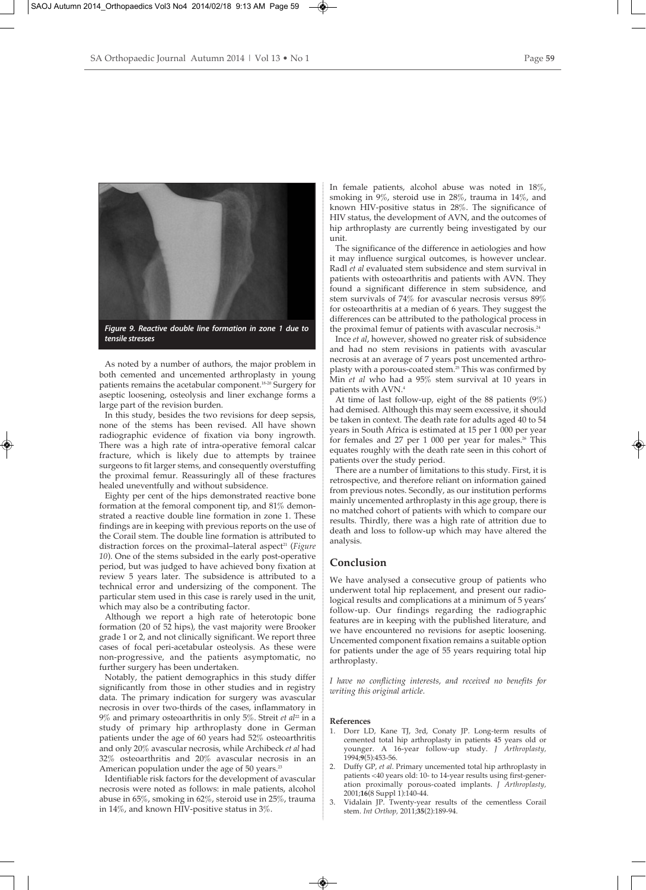*Figure 9. Reactive double line formation in zone 1 due to tensile stresses*

As noted by a number of authors, the major problem in both cemented and uncemented arthroplasty in young patients remains the acetabular component.[18-20] Surgery for aseptic loosening, osteolysis and liner exchange forms a large part of the revision burden.

In this study, besides the two revisions for deep sepsis, none of the stems has been revised. All have shown radiographic evidence of fixation via bony ingrowth. There was a high rate of intra-operative femoral calcar fracture, which is likely due to attempts by trainee surgeons to fit larger stems, and consequently overstuffing the proximal femur. Reassuringly all of these fractures healed uneventfully and without subsidence.

Eighty per cent of the hips demonstrated reactive bone formation at the femoral component tip, and 81% demonstrated a reactive double line formation in zone 1. These findings are in keeping with previous reports on the use of the Corail stem. The double line formation is attributed to distraction forces on the proximal–lateral aspect[21] (*Figure 10*). One of the stems subsided in the early post-operative period, but was judged to have achieved bony fixation at review 5 years later. The subsidence is attributed to a technical error and undersizing of the component. The particular stem used in this case is rarely used in the unit, which may also be a contributing factor.

Although we report a high rate of heterotopic bone formation (20 of 52 hips), the vast majority were Brooker grade 1 or 2, and not clinically significant. We report three cases of focal peri-acetabular osteolysis. As these were non-progressive, and the patients asymptomatic, no further surgery has been undertaken.

Notably, the patient demographics in this study differ significantly from those in other studies and in registry data. The primary indication for surgery was avascular necrosis in over two-thirds of the cases, inflammatory in 9% and primary osteoarthritis in only 5%. Streit *et al*[22] in a study of primary hip arthroplasty done in German patients under the age of 60 years had 52% osteoarthritis and only 20% avascular necrosis, while Archibeck *et al* had 32% osteoarthritis and 20% avascular necrosis in an American population under the age of 50 years.[23]

Identifiable risk factors for the development of avascular necrosis were noted as follows: in male patients, alcohol abuse in 65%, smoking in 62%, steroid use in 25%, trauma in 14%, and known HIV-positive status in 3%.

In female patients, alcohol abuse was noted in 18%, smoking in 9%, steroid use in 28%, trauma in 14%, and known HIV-positive status in 28%. The significance of HIV status, the development of AVN, and the outcomes of hip arthroplasty are currently being investigated by our unit.

The significance of the difference in aetiologies and how it may influence surgical outcomes, is however unclear. Radl *et al* evaluated stem subsidence and stem survival in patients with osteoarthritis and patients with AVN. They found a significant difference in stem subsidence, and stem survivals of 74% for avascular necrosis versus 89% for osteoarthritis at a median of 6 years. They suggest the differences can be attributed to the pathological process in the proximal femur of patients with avascular necrosis.[24]

Ince *et al*, however, showed no greater risk of subsidence and had no stem revisions in patients with avascular necrosis at an average of 7 years post uncemented arthroplasty with a porous-coated stem.[25] This was confirmed by Min *et al* who had a 95% stem survival at 10 years in patients with AVN.[4]

At time of last follow-up, eight of the 88 patients (9%) had demised. Although this may seem excessive, it should be taken in context. The death rate for adults aged 40 to 54 years in South Africa is estimated at 15 per 1 000 per year for females and 27 per 1 000 per year for males.[26] This equates roughly with the death rate seen in this cohort of patients over the study period.

There are a number of limitations to this study. First, it is retrospective, and therefore reliant on information gained from previous notes. Secondly, as our institution performs mainly uncemented arthroplasty in this age group, there is no matched cohort of patients with which to compare our results. Thirdly, there was a high rate of attrition due to death and loss to follow-up which may have altered the analysis.

## Conclusion

We have analysed a consecutive group of patients who underwent total hip replacement, and present our radiological results and complications at a minimum of 5 years' follow-up. Our findings regarding the radiographic features are in keeping with the published literature, and we have encountered no revisions for aseptic loosening. Uncemented component fixation remains a suitable option for patients under the age of 55 years requiring total hip arthroplasty.

*I have no conflicting interests, and received no benefits for writing this original article.*

#### References

1. Dorr LD, Kane TJ, 3rd, Conaty JP. Long-term results of cemented total hip arthroplasty in patients 45 years old or younger. A 16-year follow-up study. *J Arthroplasty*, 1994;**9**(5):453-56.
2. Duffy GP, *et al*. Primary uncemented total hip arthroplasty in patients <40 years old: 10- to 14-year results using first-generation proximally porous-coated implants. *J Arthroplasty*, 2001;**16**(8 Suppl 1):140-44.
3. Vidalain JP. Twenty-year results of the cementless Corail stem. *Int Orthop*, 2011;**35**(2):189-94.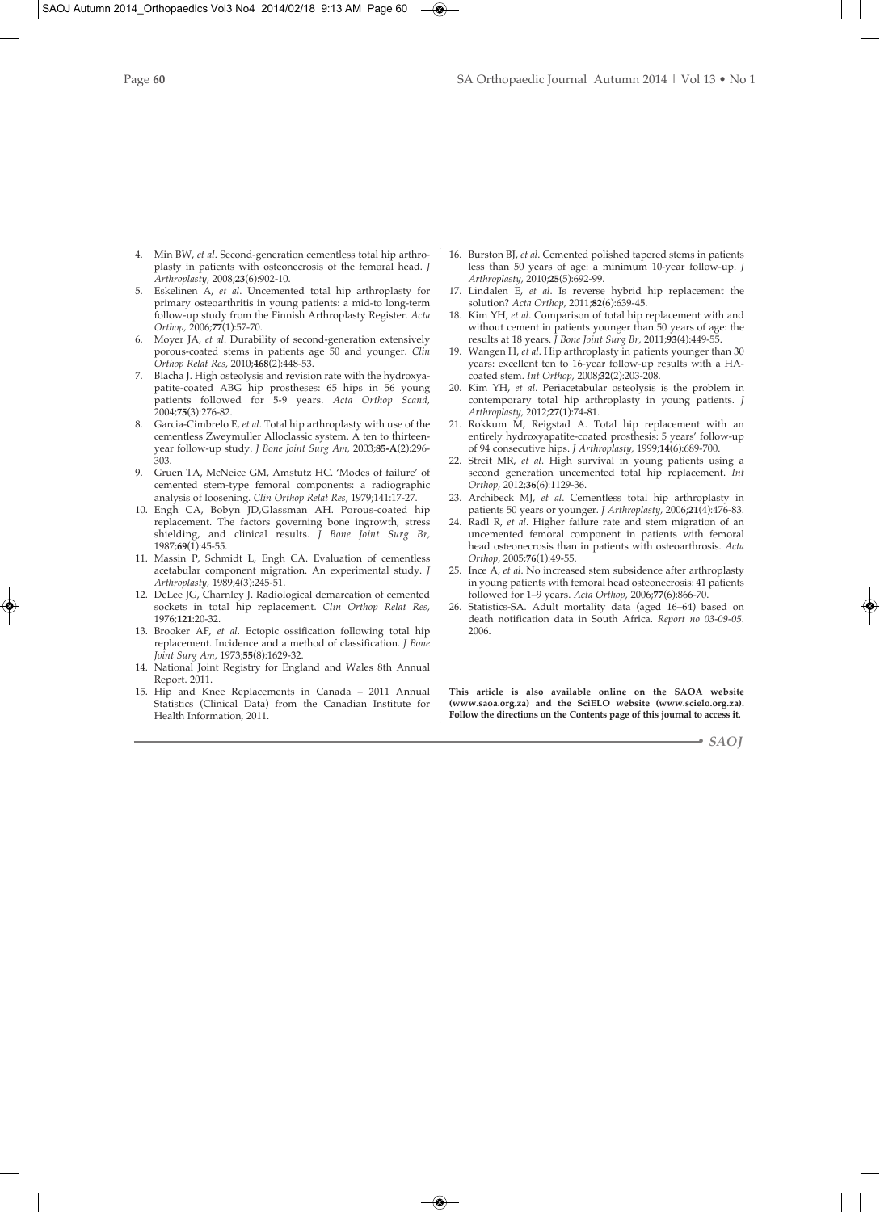4. Min BW, *et al*. Second-generation cementless total hip arthroplasty in patients with osteonecrosis of the femoral head. *J Arthroplasty,* 2008;**23**(6):902-10.
5. Eskelinen A, *et al*. Uncemented total hip arthroplasty for primary osteoarthritis in young patients: a mid-to long-term follow-up study from the Finnish Arthroplasty Register. *Acta Orthop,* 2006;**77**(1):57-70.
6. Moyer JA, *et al*. Durability of second-generation extensively porous-coated stems in patients age 50 and younger. *Clin Orthop Relat Res,* 2010;**468**(2):448-53.
7. Blacha J. High osteolysis and revision rate with the hydroxyapatite-coated ABG hip prostheses: 65 hips in 56 young patients followed for 5-9 years. *Acta Orthop Scand,* 2004;**75**(3):276-82.
8. Garcia-Cimbrelo E, *et al*. Total hip arthroplasty with use of the cementless Zweymuller Alloclassic system. A ten to thirteen-year follow-up study. *J Bone Joint Surg Am,* 2003;**85-A**(2):296-303.
9. Gruen TA, McNeice GM, Amstutz HC. 'Modes of failure' of cemented stem-type femoral components: a radiographic analysis of loosening. *Clin Orthop Relat Res,* 1979;141:17-27.
10. Engh CA, Bobyn JD,Glassman AH. Porous-coated hip replacement. The factors governing bone ingrowth, stress shielding, and clinical results. *J Bone Joint Surg Br,* 1987;**69**(1):45-55.
11. Massin P, Schmidt L, Engh CA. Evaluation of cementless acetabular component migration. An experimental study. *J Arthroplasty,* 1989;**4**(3):245-51.
12. DeLee JG, Charnley J. Radiological demarcation of cemented sockets in total hip replacement. *Clin Orthop Relat Res,* 1976;**121**:20-32.
13. Brooker AF, *et al*. Ectopic ossification following total hip replacement. Incidence and a method of classification. *J Bone Joint Surg Am,* 1973;**55**(8):1629-32.
14. National Joint Registry for England and Wales 8th Annual Report. 2011.
15. Hip and Knee Replacements in Canada – 2011 Annual Statistics (Clinical Data) from the Canadian Institute for Health Information, 2011.
16. Burston BJ, *et al*. Cemented polished tapered stems in patients less than 50 years of age: a minimum 10-year follow-up. *J Arthroplasty,* 2010;**25**(5):692-99.
17. Lindalen E, *et al*. Is reverse hybrid hip replacement the solution? *Acta Orthop,* 2011;**82**(6):639-45.
18. Kim YH, *et al*. Comparison of total hip replacement with and without cement in patients younger than 50 years of age: the results at 18 years. *J Bone Joint Surg Br,* 2011;**93**(4):449-55.
19. Wangen H, *et al*. Hip arthroplasty in patients younger than 30 years: excellent ten to 16-year follow-up results with a HA-coated stem. *Int Orthop,* 2008;**32**(2):203-208.
20. Kim YH, *et al*. Periacetabular osteolysis is the problem in contemporary total hip arthroplasty in young patients. *J Arthroplasty,* 2012;**27**(1):74-81.
21. Rokkum M, Reigstad A. Total hip replacement with an entirely hydroxyapatite-coated prosthesis: 5 years' follow-up of 94 consecutive hips. *J Arthroplasty,* 1999;**14**(6):689-700.
22. Streit MR, *et al*. High survival in young patients using a second generation uncemented total hip replacement. *Int Orthop,* 2012;**36**(6):1129-36.
23. Archibeck MJ, *et al*. Cementless total hip arthroplasty in patients 50 years or younger. *J Arthroplasty,* 2006;**21**(4):476-83.
24. Radl R, *et al*. Higher failure rate and stem migration of an uncemented femoral component in patients with femoral head osteonecrosis than in patients with osteoarthrosis. *Acta Orthop,* 2005;**76**(1):49-55.
25. Ince A, *et al*. No increased stem subsidence after arthroplasty in young patients with femoral head osteonecrosis: 41 patients followed for 1–9 years. *Acta Orthop,* 2006;**77**(6):866-70.
26. Statistics-SA. Adult mortality data (aged 16–64) based on death notification data in South Africa. *Report no 03-09-05*. 2006.

**This article is also available online on the SAOA website (www.saoa.org.za) and the SciELO website (www.scielo.org.za). Follow the directions on the Contents page of this journal to access it.**